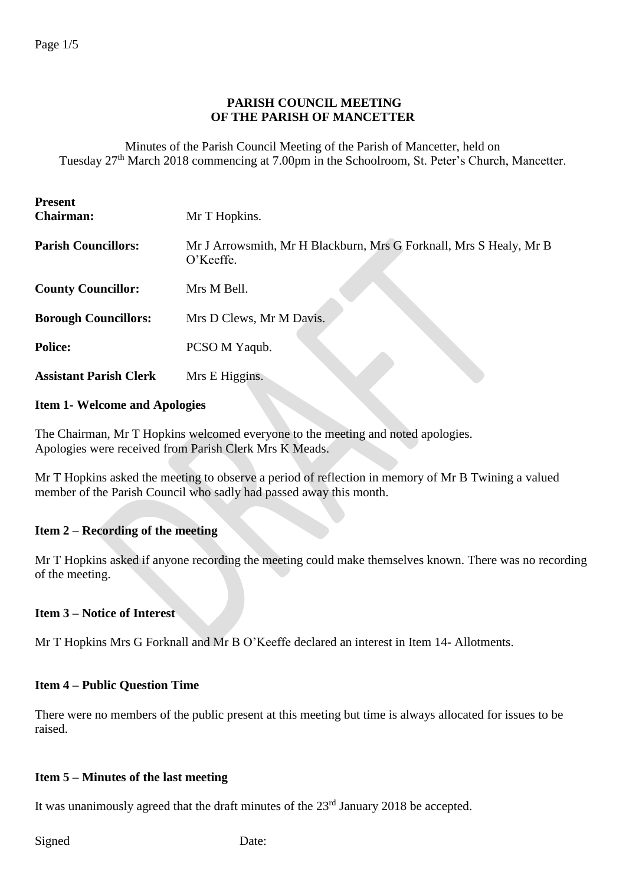# PARISH COUNCIL MEETING
# OF THE PARISH OF MANCETTER

Minutes of the Parish Council Meeting of the Parish of Mancetter, held on Tuesday 27th March 2018 commencing at 7.00pm in the Schoolroom, St. Peter's Church, Mancetter.

**Present**

| | |
|---|---|
| **Chairman:** | Mr T Hopkins. |
| **Parish Councillors:** | Mr J Arrowsmith, Mr H Blackburn, Mrs G Forknall, Mrs S Healy, Mr B O'Keeffe. |
| **County Councillor:** | Mrs M Bell. |
| **Borough Councillors:** | Mrs D Clews, Mr M Davis. |
| **Police:** | PCSO M Yaqub. |
| **Assistant Parish Clerk** | Mrs E Higgins. |

**Item 1- Welcome and Apologies**

The Chairman, Mr T Hopkins welcomed everyone to the meeting and noted apologies.
Apologies were received from Parish Clerk Mrs K Meads.

Mr T Hopkins asked the meeting to observe a period of reflection in memory of Mr B Twining a valued member of the Parish Council who sadly had passed away this month.

**Item 2 – Recording of the meeting**

Mr T Hopkins asked if anyone recording the meeting could make themselves known. There was no recording of the meeting.

**Item 3 – Notice of Interest**

Mr T Hopkins Mrs G Forknall and Mr B O'Keeffe declared an interest in Item 14- Allotments.

**Item 4 – Public Question Time**

There were no members of the public present at this meeting but time is always allocated for issues to be raised.

**Item 5 – Minutes of the last meeting**

It was unanimously agreed that the draft minutes of the 23rd January 2018 be accepted.

Signed Date: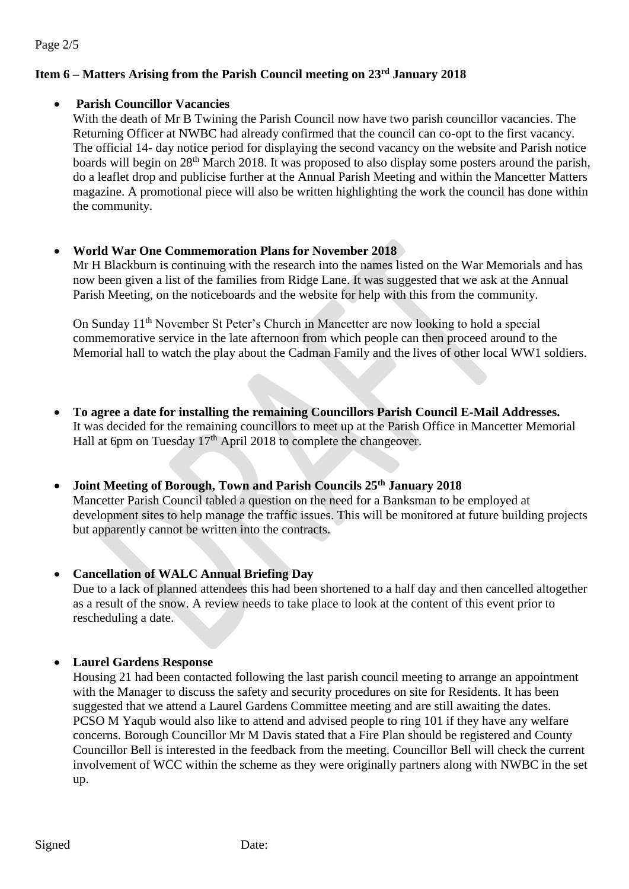## Item 6 – Matters Arising from the Parish Council meeting on 23rd January 2018

- **Parish Councillor Vacancies**
  With the death of Mr B Twining the Parish Council now have two parish councillor vacancies. The Returning Officer at NWBC had already confirmed that the council can co-opt to the first vacancy. The official 14- day notice period for displaying the second vacancy on the website and Parish notice boards will begin on 28th March 2018. It was proposed to also display some posters around the parish, do a leaflet drop and publicise further at the Annual Parish Meeting and within the Mancetter Matters magazine. A promotional piece will also be written highlighting the work the council has done within the community.

- **World War One Commemoration Plans for November 2018**
  Mr H Blackburn is continuing with the research into the names listed on the War Memorials and has now been given a list of the families from Ridge Lane. It was suggested that we ask at the Annual Parish Meeting, on the noticeboards and the website for help with this from the community.

  On Sunday 11th November St Peter's Church in Mancetter are now looking to hold a special commemorative service in the late afternoon from which people can then proceed around to the Memorial hall to watch the play about the Cadman Family and the lives of other local WW1 soldiers.

- **To agree a date for installing the remaining Councillors Parish Council E-Mail Addresses.**
  It was decided for the remaining councillors to meet up at the Parish Office in Mancetter Memorial Hall at 6pm on Tuesday 17th April 2018 to complete the changeover.

- **Joint Meeting of Borough, Town and Parish Councils 25th January 2018**
  Mancetter Parish Council tabled a question on the need for a Banksman to be employed at development sites to help manage the traffic issues. This will be monitored at future building projects but apparently cannot be written into the contracts.

- **Cancellation of WALC Annual Briefing Day**
  Due to a lack of planned attendees this had been shortened to a half day and then cancelled altogether as a result of the snow. A review needs to take place to look at the content of this event prior to rescheduling a date.

- **Laurel Gardens Response**
  Housing 21 had been contacted following the last parish council meeting to arrange an appointment with the Manager to discuss the safety and security procedures on site for Residents. It has been suggested that we attend a Laurel Gardens Committee meeting and are still awaiting the dates. PCSO M Yaqub would also like to attend and advised people to ring 101 if they have any welfare concerns. Borough Councillor Mr M Davis stated that a Fire Plan should be registered and County Councillor Bell is interested in the feedback from the meeting. Councillor Bell will check the current involvement of WCC within the scheme as they were originally partners along with NWBC in the set up.

Signed Date: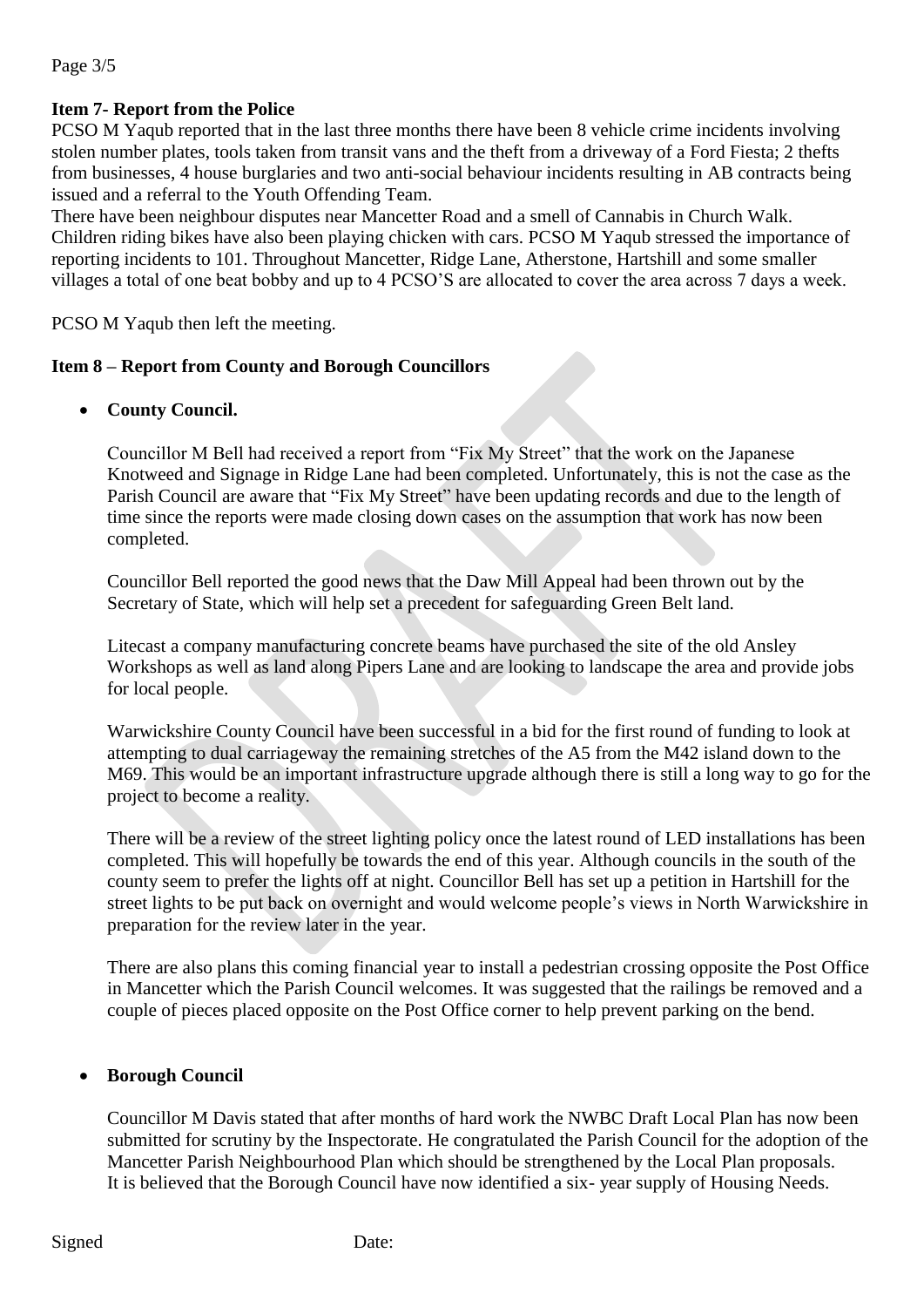**Item 7- Report from the Police**

PCSO M Yaqub reported that in the last three months there have been 8 vehicle crime incidents involving stolen number plates, tools taken from transit vans and the theft from a driveway of a Ford Fiesta; 2 thefts from businesses, 4 house burglaries and two anti-social behaviour incidents resulting in AB contracts being issued and a referral to the Youth Offending Team.

There have been neighbour disputes near Mancetter Road and a smell of Cannabis in Church Walk. Children riding bikes have also been playing chicken with cars. PCSO M Yaqub stressed the importance of reporting incidents to 101. Throughout Mancetter, Ridge Lane, Atherstone, Hartshill and some smaller villages a total of one beat bobby and up to 4 PCSO'S are allocated to cover the area across 7 days a week.

PCSO M Yaqub then left the meeting.

**Item 8 – Report from County and Borough Councillors**

- **County Council.**

  Councillor M Bell had received a report from "Fix My Street" that the work on the Japanese Knotweed and Signage in Ridge Lane had been completed. Unfortunately, this is not the case as the Parish Council are aware that "Fix My Street" have been updating records and due to the length of time since the reports were made closing down cases on the assumption that work has now been completed.

  Councillor Bell reported the good news that the Daw Mill Appeal had been thrown out by the Secretary of State, which will help set a precedent for safeguarding Green Belt land.

  Litecast a company manufacturing concrete beams have purchased the site of the old Ansley Workshops as well as land along Pipers Lane and are looking to landscape the area and provide jobs for local people.

  Warwickshire County Council have been successful in a bid for the first round of funding to look at attempting to dual carriageway the remaining stretches of the A5 from the M42 island down to the M69. This would be an important infrastructure upgrade although there is still a long way to go for the project to become a reality.

  There will be a review of the street lighting policy once the latest round of LED installations has been completed. This will hopefully be towards the end of this year. Although councils in the south of the county seem to prefer the lights off at night. Councillor Bell has set up a petition in Hartshill for the street lights to be put back on overnight and would welcome people's views in North Warwickshire in preparation for the review later in the year.

  There are also plans this coming financial year to install a pedestrian crossing opposite the Post Office in Mancetter which the Parish Council welcomes. It was suggested that the railings be removed and a couple of pieces placed opposite on the Post Office corner to help prevent parking on the bend.

- **Borough Council**

  Councillor M Davis stated that after months of hard work the NWBC Draft Local Plan has now been submitted for scrutiny by the Inspectorate. He congratulated the Parish Council for the adoption of the Mancetter Parish Neighbourhood Plan which should be strengthened by the Local Plan proposals. It is believed that the Borough Council have now identified a six- year supply of Housing Needs.

Signed Date: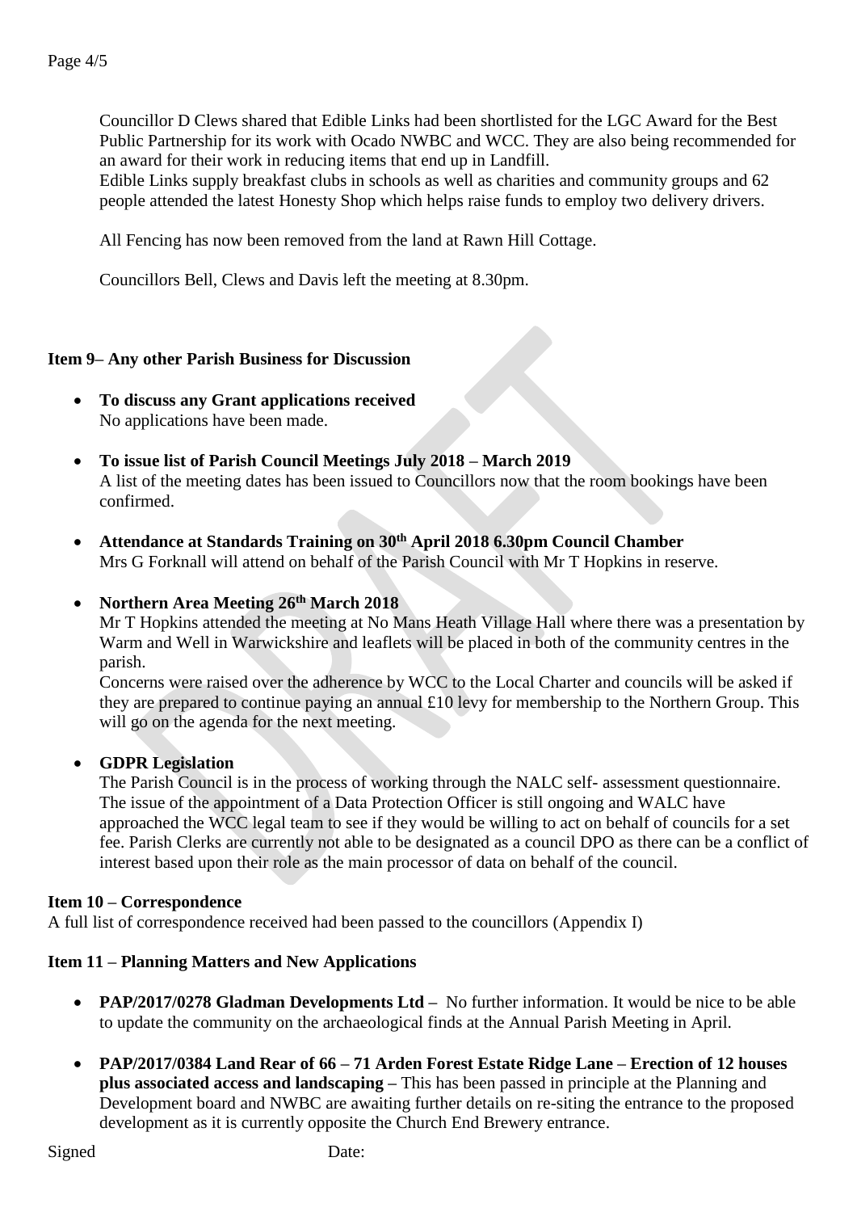Councillor D Clews shared that Edible Links had been shortlisted for the LGC Award for the Best Public Partnership for its work with Ocado NWBC and WCC. They are also being recommended for an award for their work in reducing items that end up in Landfill.
Edible Links supply breakfast clubs in schools as well as charities and community groups and 62 people attended the latest Honesty Shop which helps raise funds to employ two delivery drivers.

All Fencing has now been removed from the land at Rawn Hill Cottage.

Councillors Bell, Clews and Davis left the meeting at 8.30pm.

**Item 9– Any other Parish Business for Discussion**

- **To discuss any Grant applications received**
  No applications have been made.

- **To issue list of Parish Council Meetings July 2018 – March 2019**
  A list of the meeting dates has been issued to Councillors now that the room bookings have been confirmed.

- **Attendance at Standards Training on 30th April 2018 6.30pm Council Chamber**
  Mrs G Forknall will attend on behalf of the Parish Council with Mr T Hopkins in reserve.

- **Northern Area Meeting 26th March 2018**
  Mr T Hopkins attended the meeting at No Mans Heath Village Hall where there was a presentation by Warm and Well in Warwickshire and leaflets will be placed in both of the community centres in the parish.
  Concerns were raised over the adherence by WCC to the Local Charter and councils will be asked if they are prepared to continue paying an annual £10 levy for membership to the Northern Group. This will go on the agenda for the next meeting.

- **GDPR Legislation**
  The Parish Council is in the process of working through the NALC self- assessment questionnaire. The issue of the appointment of a Data Protection Officer is still ongoing and WALC have approached the WCC legal team to see if they would be willing to act on behalf of councils for a set fee. Parish Clerks are currently not able to be designated as a council DPO as there can be a conflict of interest based upon their role as the main processor of data on behalf of the council.

**Item 10 – Correspondence**
A full list of correspondence received had been passed to the councillors (Appendix I)

**Item 11 – Planning Matters and New Applications**

- **PAP/2017/0278 Gladman Developments Ltd –** No further information. It would be nice to be able to update the community on the archaeological finds at the Annual Parish Meeting in April.

- **PAP/2017/0384 Land Rear of 66 – 71 Arden Forest Estate Ridge Lane – Erection of 12 houses plus associated access and landscaping –** This has been passed in principle at the Planning and Development board and NWBC are awaiting further details on re-siting the entrance to the proposed development as it is currently opposite the Church End Brewery entrance.

Signed Date: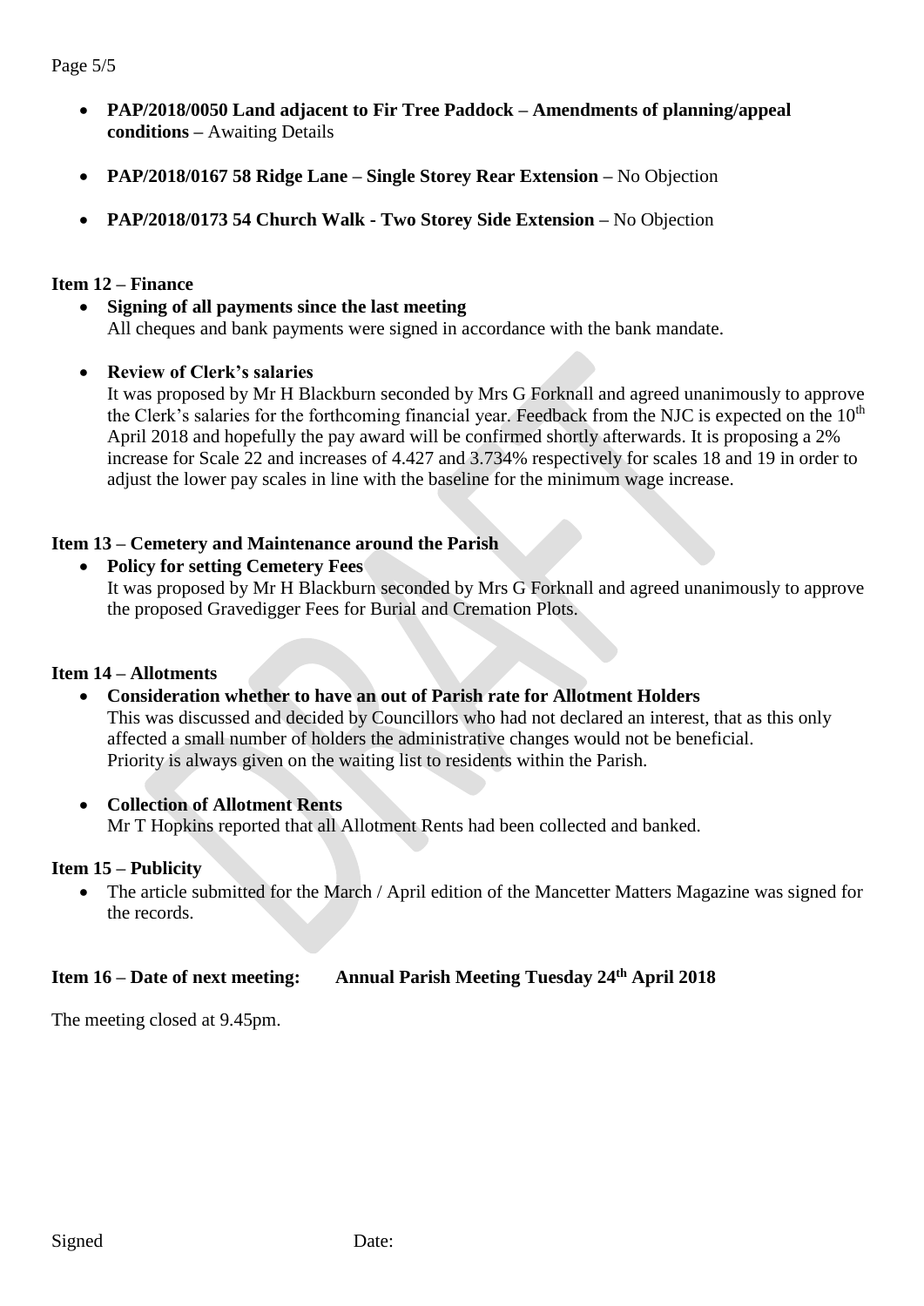- **PAP/2018/0050 Land adjacent to Fir Tree Paddock – Amendments of planning/appeal conditions –** Awaiting Details

- **PAP/2018/0167 58 Ridge Lane – Single Storey Rear Extension –** No Objection

- **PAP/2018/0173 54 Church Walk - Two Storey Side Extension –** No Objection

**Item 12 – Finance**

- **Signing of all payments since the last meeting**
  All cheques and bank payments were signed in accordance with the bank mandate.

- **Review of Clerk's salaries**
  It was proposed by Mr H Blackburn seconded by Mrs G Forknall and agreed unanimously to approve the Clerk's salaries for the forthcoming financial year. Feedback from the NJC is expected on the 10th April 2018 and hopefully the pay award will be confirmed shortly afterwards. It is proposing a 2% increase for Scale 22 and increases of 4.427 and 3.734% respectively for scales 18 and 19 in order to adjust the lower pay scales in line with the baseline for the minimum wage increase.

**Item 13 – Cemetery and Maintenance around the Parish**

- **Policy for setting Cemetery Fees**
  It was proposed by Mr H Blackburn seconded by Mrs G Forknall and agreed unanimously to approve the proposed Gravedigger Fees for Burial and Cremation Plots.

**Item 14 – Allotments**

- **Consideration whether to have an out of Parish rate for Allotment Holders**
  This was discussed and decided by Councillors who had not declared an interest, that as this only affected a small number of holders the administrative changes would not be beneficial.
  Priority is always given on the waiting list to residents within the Parish.

- **Collection of Allotment Rents**
  Mr T Hopkins reported that all Allotment Rents had been collected and banked.

**Item 15 – Publicity**

- The article submitted for the March / April edition of the Mancetter Matters Magazine was signed for the records.

**Item 16 – Date of next meeting: Annual Parish Meeting Tuesday 24th April 2018**

The meeting closed at 9.45pm.

Signed Date: